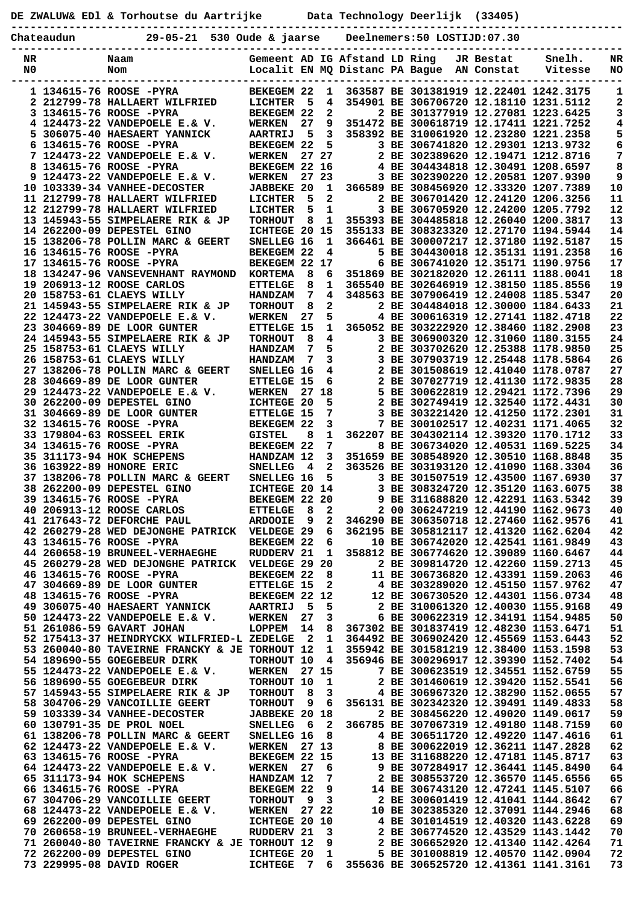DE ZWALUW& EDl & Torhoutse du Aartrijke Data Technology Deerlijk (33405)

Chateaudun 29-05-21 530 Oude & jaarse Deelnemers:50 LOSTIJD:07.30

| NR N0 | | Naam Nom | Gemeent Localit | AD EN | IG MQ | Afstand Distanc | LD PA | Ring Bague | JR AN | Bestat Constat | Snelh. Vitesse | NR NO |
|---|---|---|---|---|---|---|---|---|---|---|---|---|
| 1 | 134615-76 | ROOSE -PYRA | BEKEGEM | 22 | 1 | 363587 | BE | 3013819 | 19 | 12.22401 | 1242.3175 | 1 |
| 2 | 212799-78 | HALLAERT WILFRIED | LICHTER | 5 | 4 | 354901 | BE | 3067067 | 20 | 12.18110 | 1231.5112 | 2 |
| 3 | 134615-76 | ROOSE -PYRA | BEKEGEM | 22 | 2 | 2 | BE | 3013779 | 19 | 12.27081 | 1223.6425 | 3 |
| 4 | 124473-22 | VANDEPOELE E.& V. | WERKEN | 27 | 9 | 351472 | BE | 3006187 | 19 | 12.17411 | 1221.7252 | 4 |
| 5 | 306075-40 | HAESAERT YANNICK | AARTRIJ | 5 | 3 | 358392 | BE | 3100619 | 20 | 12.23280 | 1221.2358 | 5 |
| 6 | 134615-76 | ROOSE -PYRA | BEKEGEM | 22 | 5 | 3 | BE | 3067418 | 20 | 12.29301 | 1213.9732 | 6 |
| 7 | 124473-22 | VANDEPOELE E.& V. | WERKEN | 27 | 27 | 2 | BE | 3023896 | 20 | 12.19471 | 1212.8716 | 7 |
| 8 | 134615-76 | ROOSE -PYRA | BEKEGEM | 22 | 16 | 4 | BE | 3044348 | 18 | 12.30491 | 1208.6597 | 8 |
| 9 | 124473-22 | VANDEPOELE E.& V. | WERKEN | 27 | 23 | 3 | BE | 3023902 | 20 | 12.20581 | 1207.9390 | 9 |
| 10 | 103339-34 | VANHEE-DECOSTER | JABBEKE | 20 | 1 | 366589 | BE | 3084569 | 20 | 12.33320 | 1207.7389 | 10 |
| 11 | 212799-78 | HALLAERT WILFRIED | LICHTER | 5 | 2 | 2 | BE | 3067014 | 20 | 12.24120 | 1206.3256 | 11 |
| 12 | 212799-78 | HALLAERT WILFRIED | LICHTER | 5 | 1 | 3 | BE | 3067059 | 20 | 12.24200 | 1205.7792 | 12 |
| 13 | 145943-55 | SIMPELAERE RIK & JP | TORHOUT | 8 | 1 | 355393 | BE | 3044858 | 18 | 12.26040 | 1200.3817 | 13 |
| 14 | 262200-09 | DEPESTEL GINO | ICHTEGE | 20 | 15 | 355133 | BE | 3083233 | 20 | 12.27170 | 1194.5944 | 14 |
| 15 | 138206-78 | POLLIN MARC & GEERT | SNELLEG | 16 | 1 | 366461 | BE | 3000072 | 17 | 12.37180 | 1192.5187 | 15 |
| 16 | 134615-76 | ROOSE -PYRA | BEKEGEM | 22 | 4 | 5 | BE | 3044300 | 18 | 12.35131 | 1191.2358 | 16 |
| 17 | 134615-76 | ROOSE -PYRA | BEKEGEM | 22 | 17 | 6 | BE | 3067410 | 20 | 12.35171 | 1190.9756 | 17 |
| 18 | 134247-96 | VANSEVENHANT RAYMOND | KORTEMA | 8 | 6 | 351869 | BE | 3021820 | 20 | 12.26111 | 1188.0041 | 18 |
| 19 | 206913-12 | ROOSE CARLOS | ETTELGE | 8 | 1 | 365540 | BE | 3026469 | 19 | 12.38150 | 1185.8556 | 19 |
| 20 | 158753-61 | CLAEYS WILLY | HANDZAM | 7 | 4 | 348563 | BE | 3079064 | 19 | 12.24008 | 1185.5347 | 20 |
| 21 | 145943-55 | SIMPELAERE RIK & JP | TORHOUT | 8 | 2 | 2 | BE | 3044840 | 18 | 12.30000 | 1184.6433 | 21 |
| 22 | 124473-22 | VANDEPOELE E.& V. | WERKEN | 27 | 5 | 4 | BE | 3006163 | 19 | 12.27141 | 1182.4718 | 22 |
| 23 | 304669-89 | DE LOOR GUNTER | ETTELGE | 15 | 1 | 365052 | BE | 3032229 | 20 | 12.38460 | 1182.2908 | 23 |
| 24 | 145943-55 | SIMPELAERE RIK & JP | TORHOUT | 8 | 4 | 3 | BE | 3069003 | 20 | 12.31060 | 1180.3155 | 24 |
| 25 | 158753-61 | CLAEYS WILLY | HANDZAM | 7 | 5 | 2 | BE | 3037026 | 20 | 12.25388 | 1178.9850 | 25 |
| 26 | 158753-61 | CLAEYS WILLY | HANDZAM | 7 | 3 | 3 | BE | 3079037 | 19 | 12.25448 | 1178.5864 | 26 |
| 27 | 138206-78 | POLLIN MARC & GEERT | SNELLEG | 16 | 4 | 2 | BE | 3015086 | 19 | 12.41030 | 1178.0787 | 27 |
| 28 | 304669-89 | DE LOOR GUNTER | ETTELGE | 15 | 6 | 2 | BE | 3070277 | 19 | 12.41130 | 1172.9835 | 28 |
| 29 | 124473-22 | VANDEPOELE E.& V. | WERKEN | 27 | 18 | 5 | BE | 3006228 | 19 | 12.29421 | 1172.7396 | 29 |
| 30 | 262200-09 | DEPESTEL GINO | ICHTEGE | 20 | 5 | 2 | BE | 3027494 | 19 | 12.32540 | 1172.4431 | 30 |
| 31 | 304669-89 | DE LOOR GUNTER | ETTELGE | 15 | 7 | 3 | BE | 3032214 | 20 | 12.41250 | 1172.2301 | 31 |
| 32 | 134615-76 | ROOSE -PYRA | BEKEGEM | 22 | 3 | 7 | BE | 3001025 | 17 | 12.40231 | 1171.4065 | 32 |
| 33 | 179804-63 | ROSSEEL ERIK | GISTEL | 8 | 1 | 362207 | BE | 3043021 | 14 | 12.39320 | 1170.1712 | 33 |
| 34 | 134615-76 | ROOSE -PYRA | BEKEGEM | 22 | 7 | 8 | BE | 3067340 | 20 | 12.40531 | 1169.5225 | 34 |
| 35 | 311173-94 | HOK SCHEPENS | HANDZAM | 12 | 3 | 351659 | BE | 3085489 | 20 | 12.30510 | 1168.8848 | 35 |
| 36 | 163922-89 | HONORE ERIC | SNELLEG | 4 | 2 | 363526 | BE | 3031931 | 20 | 12.41090 | 1168.3304 | 36 |
| 37 | 138206-78 | POLLIN MARC & GEERT | SNELLEG | 16 | 5 | 3 | BE | 3015075 | 19 | 12.43500 | 1167.6930 | 37 |
| 38 | 262200-09 | DEPESTEL GINO | ICHTEGE | 20 | 14 | 3 | BE | 3083247 | 20 | 12.35120 | 1163.6075 | 38 |
| 39 | 134615-76 | ROOSE -PYRA | BEKEGEM | 22 | 20 | 9 | BE | 3116888 | 20 | 12.42291 | 1163.5342 | 39 |
| 40 | 206913-12 | ROOSE CARLOS | ETTELGE | 8 | 2 | 2 | 00 | 3062472 | 19 | 12.44190 | 1162.9673 | 40 |
| 41 | 217643-72 | DEFORCHE PAUL | ARDOOIE | 9 | 2 | 346290 | BE | 3063507 | 18 | 12.27460 | 1162.9576 | 41 |
| 42 | 260279-28 | WED DEJONGHE PATRICK | VELDEGE | 29 | 6 | 362195 | BE | 3058121 | 17 | 12.41320 | 1162.6204 | 42 |
| 43 | 134615-76 | ROOSE -PYRA | BEKEGEM | 22 | 6 | 10 | BE | 3067420 | 20 | 12.42541 | 1161.9849 | 43 |
| 44 | 260658-19 | BRUNEEL-VERHAEGHE | RUDDERV | 21 | 1 | 358812 | BE | 3067746 | 20 | 12.39089 | 1160.6467 | 44 |
| 45 | 260279-28 | WED DEJONGHE PATRICK | VELDEGE | 29 | 20 | 2 | BE | 3098147 | 20 | 12.42260 | 1159.2713 | 45 |
| 46 | 134615-76 | ROOSE -PYRA | BEKEGEM | 22 | 8 | 11 | BE | 3067368 | 20 | 12.43391 | 1159.2063 | 46 |
| 47 | 304669-89 | DE LOOR GUNTER | ETTELGE | 15 | 2 | 4 | BE | 3032898 | 20 | 12.45150 | 1157.9762 | 47 |
| 48 | 134615-76 | ROOSE -PYRA | BEKEGEM | 22 | 12 | 12 | BE | 3067305 | 20 | 12.44301 | 1156.0734 | 48 |
| 49 | 306075-40 | HAESAERT YANNICK | AARTRIJ | 5 | 5 | 2 | BE | 3100613 | 20 | 12.40030 | 1155.9168 | 49 |
| 50 | 124473-22 | VANDEPOELE E.& V. | WERKEN | 27 | 3 | 6 | BE | 3006223 | 19 | 12.34191 | 1154.9485 | 50 |
| 51 | 261086-59 | GAVART JOHAN | LOPPEM | 14 | 8 | 367302 | BE | 3018374 | 19 | 12.48230 | 1153.6471 | 51 |
| 52 | 175413-37 | HEINDRYCKX WILFRIED-L | ZEDELGE | 2 | 1 | 364492 | BE | 3069024 | 20 | 12.45569 | 1153.6443 | 52 |
| 53 | 260040-80 | TAVEIRNE FRANCKY & JE | TORHOUT | 12 | 1 | 355942 | BE | 3015812 | 19 | 12.38400 | 1153.1598 | 53 |
| 54 | 189690-55 | GOEGEBEUR DIRK | TORHOUT | 10 | 4 | 356946 | BE | 3002969 | 17 | 12.39390 | 1152.7402 | 54 |
| 55 | 124473-22 | VANDEPOELE E.& V. | WERKEN | 27 | 15 | 7 | BE | 3006235 | 19 | 12.34551 | 1152.6759 | 55 |
| 56 | 189690-55 | GOEGEBEUR DIRK | TORHOUT | 10 | 1 | 2 | BE | 3014606 | 19 | 12.39420 | 1152.5541 | 56 |
| 57 | 145943-55 | SIMPELAERE RIK & JP | TORHOUT | 8 | 3 | 4 | BE | 3069673 | 20 | 12.38290 | 1152.0655 | 57 |
| 58 | 304706-29 | VANCOILLIE GEERT | TORHOUT | 9 | 6 | 356131 | BE | 3023423 | 20 | 12.39491 | 1149.4833 | 58 |
| 59 | 103339-34 | VANHEE-DECOSTER | JABBEKE | 20 | 18 | 2 | BE | 3084562 | 20 | 12.49020 | 1149.0617 | 59 |
| 60 | 130791-35 | DE PROL NOEL | SNELLEG | 6 | 2 | 366785 | BE | 3070673 | 19 | 12.49180 | 1148.7159 | 60 |
| 61 | 138206-78 | POLLIN MARC & GEERT | SNELLEG | 16 | 8 | 4 | BE | 3065117 | 20 | 12.49220 | 1147.4616 | 61 |
| 62 | 124473-22 | VANDEPOELE E.& V. | WERKEN | 27 | 13 | 8 | BE | 3006220 | 19 | 12.36211 | 1147.2828 | 62 |
| 63 | 134615-76 | ROOSE -PYRA | BEKEGEM | 22 | 15 | 13 | BE | 3116882 | 20 | 12.47181 | 1145.8717 | 63 |
| 64 | 124473-22 | VANDEPOELE E.& V. | WERKEN | 27 | 6 | 9 | BE | 3072849 | 17 | 12.36441 | 1145.8490 | 64 |
| 65 | 311173-94 | HOK SCHEPENS | HANDZAM | 12 | 7 | 2 | BE | 3085537 | 20 | 12.36570 | 1145.6556 | 65 |
| 66 | 134615-76 | ROOSE -PYRA | BEKEGEM | 22 | 9 | 14 | BE | 3067431 | 20 | 12.47241 | 1145.5107 | 66 |
| 67 | 304706-29 | VANCOILLIE GEERT | TORHOUT | 9 | 3 | 2 | BE | 3006014 | 19 | 12.41041 | 1144.8642 | 67 |
| 68 | 124473-22 | VANDEPOELE E.& V. | WERKEN | 27 | 22 | 10 | BE | 3023853 | 20 | 12.37091 | 1144.2946 | 68 |
| 69 | 262200-09 | DEPESTEL GINO | ICHTEGE | 20 | 10 | 4 | BE | 3010145 | 19 | 12.40320 | 1143.6228 | 69 |
| 70 | 260658-19 | BRUNEEL-VERHAEGHE | RUDDERV | 21 | 3 | 2 | BE | 3067745 | 20 | 12.43529 | 1143.1442 | 70 |
| 71 | 260040-80 | TAVEIRNE FRANCKY & JE | TORHOUT | 12 | 9 | 2 | BE | 3066529 | 20 | 12.41340 | 1142.4264 | 71 |
| 72 | 262200-09 | DEPESTEL GINO | ICHTEGE | 20 | 1 | 5 | BE | 3010088 | 19 | 12.40570 | 1142.0904 | 72 |
| 73 | 229995-08 | DAVID ROGER | ICHTEGE | 7 | 6 | 355636 | BE | 3065257 | 20 | 12.41361 | 1141.3161 | 73 |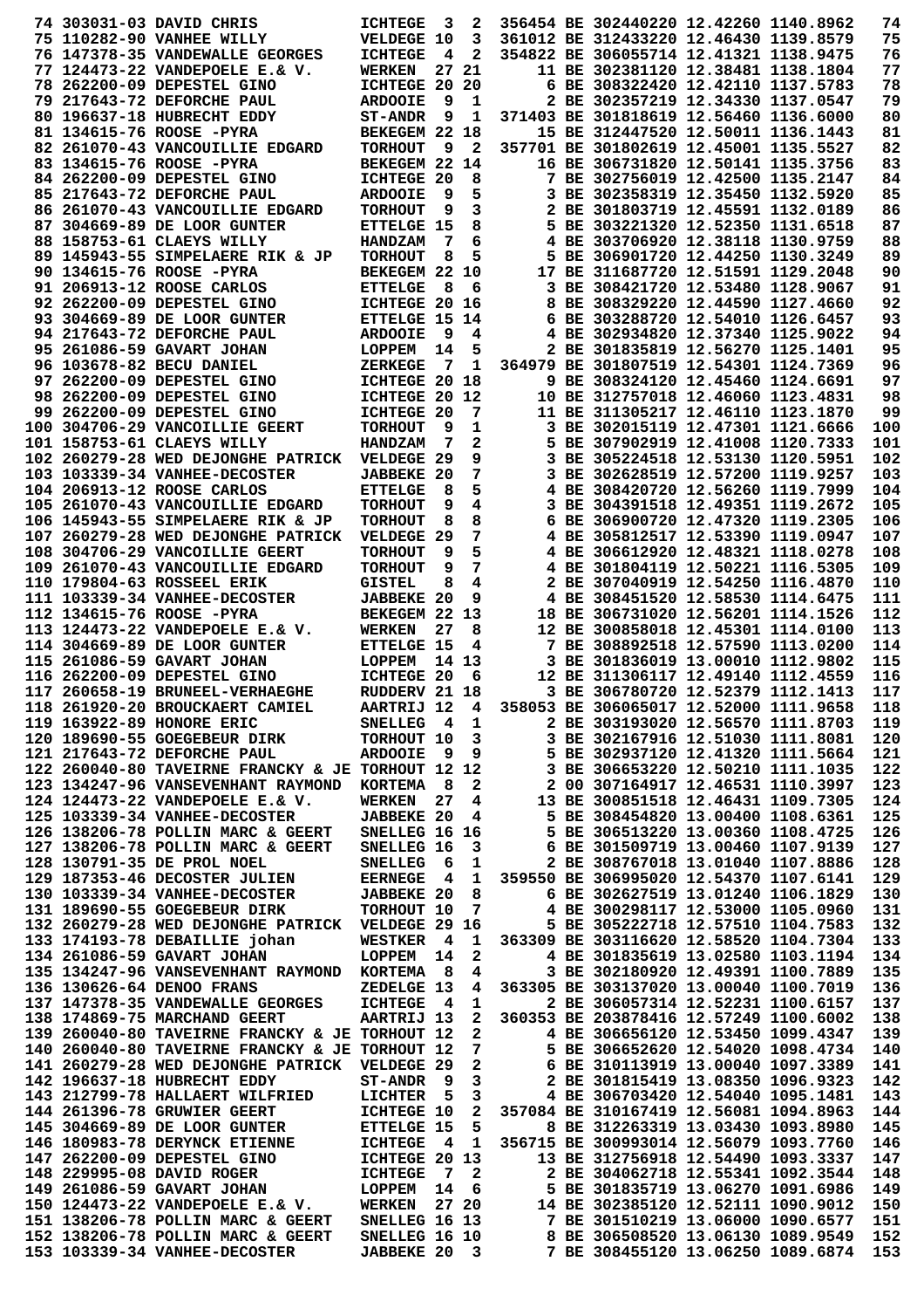| | | | | | | | | | | | |
|---|---|---|---|---|---|---|---|---|---|---|---|
| 74 | 303031-03 | DAVID CHRIS | ICHTEGE | 3 | 2 | 356454 | BE 302440220 | 12.42260 | 1140.8962 | 74 |
| 75 | 110282-90 | VANHEE WILLY | VELDEGE | 10 | 3 | 361012 | BE 312433220 | 12.46430 | 1139.8579 | 75 |
| 76 | 147378-35 | VANDEWALLE GEORGES | ICHTEGE | 4 | 2 | 354822 | BE 306055714 | 12.41321 | 1138.9475 | 76 |
| 77 | 124473-22 | VANDEPOELE E.& V. | WERKEN | 27 | 21 | 11 | BE 302381120 | 12.38481 | 1138.1804 | 77 |
| 78 | 262200-09 | DEPESTEL GINO | ICHTEGE | 20 | 20 | 6 | BE 308322420 | 12.42110 | 1137.5783 | 78 |
| 79 | 217643-72 | DEFORCHE PAUL | ARDOOIE | 9 | 1 | 2 | BE 302357219 | 12.34330 | 1137.0547 | 79 |
| 80 | 196637-18 | HUBRECHT EDDY | ST-ANDR | 9 | 1 | 371403 | BE 301818619 | 12.56460 | 1136.6000 | 80 |
| 81 | 134615-76 | ROOSE -PYRA | BEKEGEM | 22 | 18 | 15 | BE 312447520 | 12.50011 | 1136.1443 | 81 |
| 82 | 261070-43 | VANCOUILLIE EDGARD | TORHOUT | 9 | 2 | 357701 | BE 301802619 | 12.45001 | 1135.5527 | 82 |
| 83 | 134615-76 | ROOSE -PYRA | BEKEGEM | 22 | 14 | 16 | BE 306731820 | 12.50141 | 1135.3756 | 83 |
| 84 | 262200-09 | DEPESTEL GINO | ICHTEGE | 20 | 8 | 7 | BE 302756019 | 12.42500 | 1135.2147 | 84 |
| 85 | 217643-72 | DEFORCHE PAUL | ARDOOIE | 9 | 5 | 3 | BE 302358319 | 12.35450 | 1132.5920 | 85 |
| 86 | 261070-43 | VANCOUILLIE EDGARD | TORHOUT | 9 | 3 | 2 | BE 301803719 | 12.45591 | 1132.0189 | 86 |
| 87 | 304669-89 | DE LOOR GUNTER | ETTELGE | 15 | 8 | 5 | BE 303221320 | 12.52350 | 1131.6518 | 87 |
| 88 | 158753-61 | CLAEYS WILLY | HANDZAM | 7 | 6 | 4 | BE 303706920 | 12.38118 | 1130.9759 | 88 |
| 89 | 145943-55 | SIMPELAERE RIK & JP | TORHOUT | 8 | 5 | 5 | BE 306901720 | 12.44250 | 1130.3249 | 89 |
| 90 | 134615-76 | ROOSE -PYRA | BEKEGEM | 22 | 10 | 17 | BE 311687720 | 12.51591 | 1129.2048 | 90 |
| 91 | 206913-12 | ROOSE CARLOS | ETTELGE | 8 | 6 | 3 | BE 308421720 | 12.53480 | 1128.9067 | 91 |
| 92 | 262200-09 | DEPESTEL GINO | ICHTEGE | 20 | 16 | 8 | BE 308329220 | 12.44590 | 1127.4660 | 92 |
| 93 | 304669-89 | DE LOOR GUNTER | ETTELGE | 15 | 14 | 6 | BE 303288720 | 12.54010 | 1126.6457 | 93 |
| 94 | 217643-72 | DEFORCHE PAUL | ARDOOIE | 9 | 4 | 4 | BE 302934820 | 12.37340 | 1125.9022 | 94 |
| 95 | 261086-59 | GAVART JOHAN | LOPPEM | 14 | 5 | 2 | BE 301835819 | 12.56270 | 1125.1401 | 95 |
| 96 | 103678-82 | BECU DANIEL | ZERKEGE | 7 | 1 | 364979 | BE 301807519 | 12.54301 | 1124.7369 | 96 |
| 97 | 262200-09 | DEPESTEL GINO | ICHTEGE | 20 | 18 | 9 | BE 308324120 | 12.45460 | 1124.6691 | 97 |
| 98 | 262200-09 | DEPESTEL GINO | ICHTEGE | 20 | 12 | 10 | BE 312757018 | 12.46060 | 1123.4831 | 98 |
| 99 | 262200-09 | DEPESTEL GINO | ICHTEGE | 20 | 7 | 11 | BE 311305217 | 12.46110 | 1123.1870 | 99 |
| 100 | 304706-29 | VANCOILLIE GEERT | TORHOUT | 9 | 1 | 3 | BE 302015119 | 12.47301 | 1121.6666 | 100 |
| 101 | 158753-61 | CLAEYS WILLY | HANDZAM | 7 | 2 | 5 | BE 307902919 | 12.41008 | 1120.7333 | 101 |
| 102 | 260279-28 | WED DEJONGHE PATRICK | VELDEGE | 29 | 9 | 3 | BE 305224518 | 12.53130 | 1120.5951 | 102 |
| 103 | 103339-34 | VANHEE-DECOSTER | JABBEKE | 20 | 7 | 3 | BE 302628519 | 12.57200 | 1119.9257 | 103 |
| 104 | 206913-12 | ROOSE CARLOS | ETTELGE | 8 | 5 | 4 | BE 308420720 | 12.56260 | 1119.7999 | 104 |
| 105 | 261070-43 | VANCOUILLIE EDGARD | TORHOUT | 9 | 4 | 3 | BE 304391518 | 12.49351 | 1119.2672 | 105 |
| 106 | 145943-55 | SIMPELAERE RIK & JP | TORHOUT | 8 | 8 | 6 | BE 306900720 | 12.47320 | 1119.2305 | 106 |
| 107 | 260279-28 | WED DEJONGHE PATRICK | VELDEGE | 29 | 7 | 4 | BE 305812517 | 12.53390 | 1119.0947 | 107 |
| 108 | 304706-29 | VANCOILLIE GEERT | TORHOUT | 9 | 5 | 4 | BE 306612920 | 12.48321 | 1118.0278 | 108 |
| 109 | 261070-43 | VANCOUILLIE EDGARD | TORHOUT | 9 | 7 | 4 | BE 301804119 | 12.50221 | 1116.5305 | 109 |
| 110 | 179804-63 | ROSSEEL ERIK | GISTEL | 8 | 4 | 2 | BE 307040919 | 12.54250 | 1116.4870 | 110 |
| 111 | 103339-34 | VANHEE-DECOSTER | JABBEKE | 20 | 9 | 4 | BE 308451520 | 12.58530 | 1114.6475 | 111 |
| 112 | 134615-76 | ROOSE -PYRA | BEKEGEM | 22 | 13 | 18 | BE 306731020 | 12.56201 | 1114.1526 | 112 |
| 113 | 124473-22 | VANDEPOELE E.& V. | WERKEN | 27 | 8 | 12 | BE 300858018 | 12.45301 | 1114.0100 | 113 |
| 114 | 304669-89 | DE LOOR GUNTER | ETTELGE | 15 | 4 | 7 | BE 308892518 | 12.57590 | 1113.0200 | 114 |
| 115 | 261086-59 | GAVART JOHAN | LOPPEM | 14 | 13 | 3 | BE 301836019 | 13.00010 | 1112.9802 | 115 |
| 116 | 262200-09 | DEPESTEL GINO | ICHTEGE | 20 | 6 | 12 | BE 311306117 | 12.49140 | 1112.4559 | 116 |
| 117 | 260658-19 | BRUNEEL-VERHAEGHE | RUDDERV | 21 | 18 | 3 | BE 306780720 | 12.52379 | 1112.1413 | 117 |
| 118 | 261920-20 | BROUCKAERT CAMIEL | AARTRIJ | 12 | 4 | 358053 | BE 306065017 | 12.52000 | 1111.9658 | 118 |
| 119 | 163922-89 | HONORE ERIC | SNELLEG | 4 | 1 | 2 | BE 303193020 | 12.56570 | 1111.8703 | 119 |
| 120 | 189690-55 | GOEGEBEUR DIRK | TORHOUT | 10 | 3 | 3 | BE 302167916 | 12.51030 | 1111.8081 | 120 |
| 121 | 217643-72 | DEFORCHE PAUL | ARDOOIE | 9 | 9 | 5 | BE 302937120 | 12.41320 | 1111.5664 | 121 |
| 122 | 260040-80 | TAVEIRNE FRANCKY & JE | TORHOUT | 12 | 12 | 3 | BE 306653220 | 12.50210 | 1111.1035 | 122 |
| 123 | 134247-96 | VANSEVENHANT RAYMOND | KORTEMA | 8 | 2 | 2 | 00 307164917 | 12.46531 | 1110.3997 | 123 |
| 124 | 124473-22 | VANDEPOELE E.& V. | WERKEN | 27 | 4 | 13 | BE 300851518 | 12.46431 | 1109.7305 | 124 |
| 125 | 103339-34 | VANHEE-DECOSTER | JABBEKE | 20 | 4 | 5 | BE 308454820 | 13.00400 | 1108.6361 | 125 |
| 126 | 138206-78 | POLLIN MARC & GEERT | SNELLEG | 16 | 16 | 5 | BE 306513220 | 13.00360 | 1108.4725 | 126 |
| 127 | 138206-78 | POLLIN MARC & GEERT | SNELLEG | 16 | 3 | 6 | BE 301509719 | 13.00460 | 1107.9139 | 127 |
| 128 | 130791-35 | DE PROL NOEL | SNELLEG | 6 | 1 | 2 | BE 308767018 | 13.01040 | 1107.8886 | 128 |
| 129 | 187353-46 | DECOSTER JULIEN | EERNEGE | 4 | 1 | 359550 | BE 306995020 | 12.54370 | 1107.6141 | 129 |
| 130 | 103339-34 | VANHEE-DECOSTER | JABBEKE | 20 | 8 | 6 | BE 302627519 | 13.01240 | 1106.1829 | 130 |
| 131 | 189690-55 | GOEGEBEUR DIRK | TORHOUT | 10 | 7 | 4 | BE 300298117 | 12.53000 | 1105.0960 | 131 |
| 132 | 260279-28 | WED DEJONGHE PATRICK | VELDEGE | 29 | 16 | 5 | BE 305222718 | 12.57510 | 1104.7583 | 132 |
| 133 | 174193-78 | DEBAILLIE johan | WESTKER | 4 | 1 | 363309 | BE 303116620 | 12.58520 | 1104.7304 | 133 |
| 134 | 261086-59 | GAVART JOHAN | LOPPEM | 14 | 2 | 4 | BE 301835619 | 13.02580 | 1103.1194 | 134 |
| 135 | 134247-96 | VANSEVENHANT RAYMOND | KORTEMA | 8 | 4 | 3 | BE 302180920 | 12.49391 | 1100.7889 | 135 |
| 136 | 130626-64 | DENOO FRANS | ZEDELGE | 13 | 4 | 363305 | BE 303137020 | 13.00040 | 1100.7019 | 136 |
| 137 | 147378-35 | VANDEWALLE GEORGES | ICHTEGE | 4 | 1 | 2 | BE 306057314 | 12.52231 | 1100.6157 | 137 |
| 138 | 174869-75 | MARCHAND GEERT | AARTRIJ | 13 | 2 | 360353 | BE 203878416 | 12.57249 | 1100.6002 | 138 |
| 139 | 260040-80 | TAVEIRNE FRANCKY & JE | TORHOUT | 12 | 2 | 4 | BE 306656120 | 12.53450 | 1099.4347 | 139 |
| 140 | 260040-80 | TAVEIRNE FRANCKY & JE | TORHOUT | 12 | 7 | 5 | BE 306652620 | 12.54020 | 1098.4734 | 140 |
| 141 | 260279-28 | WED DEJONGHE PATRICK | VELDEGE | 29 | 2 | 6 | BE 310113919 | 13.00040 | 1097.3389 | 141 |
| 142 | 196637-18 | HUBRECHT EDDY | ST-ANDR | 9 | 3 | 2 | BE 301815419 | 13.08350 | 1096.9323 | 142 |
| 143 | 212799-78 | HALLAERT WILFRIED | LICHTER | 5 | 3 | 4 | BE 306703420 | 12.54040 | 1095.1481 | 143 |
| 144 | 261396-78 | GRUWIER GEERT | ICHTEGE | 10 | 2 | 357084 | BE 310167419 | 12.56081 | 1094.8963 | 144 |
| 145 | 304669-89 | DE LOOR GUNTER | ETTELGE | 15 | 5 | 8 | BE 312263319 | 13.03430 | 1093.8980 | 145 |
| 146 | 180983-78 | DERYNCK ETIENNE | ICHTEGE | 4 | 1 | 356715 | BE 300993014 | 12.56079 | 1093.7760 | 146 |
| 147 | 262200-09 | DEPESTEL GINO | ICHTEGE | 20 | 13 | 13 | BE 312756918 | 12.54490 | 1093.3337 | 147 |
| 148 | 229995-08 | DAVID ROGER | ICHTEGE | 7 | 2 | 2 | BE 304062718 | 12.55341 | 1092.3544 | 148 |
| 149 | 261086-59 | GAVART JOHAN | LOPPEM | 14 | 6 | 5 | BE 301835719 | 13.06270 | 1091.6986 | 149 |
| 150 | 124473-22 | VANDEPOELE E.& V. | WERKEN | 27 | 20 | 14 | BE 302385120 | 12.52111 | 1090.9012 | 150 |
| 151 | 138206-78 | POLLIN MARC & GEERT | SNELLEG | 16 | 13 | 7 | BE 301510219 | 13.06000 | 1090.6577 | 151 |
| 152 | 138206-78 | POLLIN MARC & GEERT | SNELLEG | 16 | 10 | 8 | BE 306508520 | 13.06130 | 1089.9549 | 152 |
| 153 | 103339-34 | VANHEE-DECOSTER | JABBEKE | 20 | 3 | 7 | BE 308455120 | 13.06250 | 1089.6874 | 153 |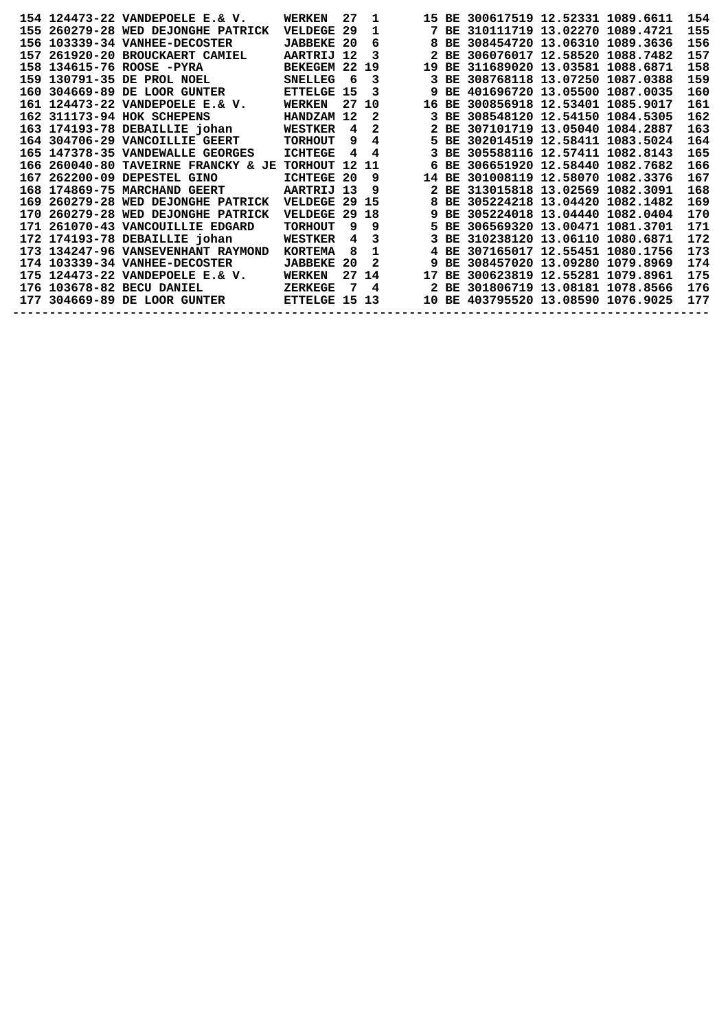| | | | | | | | | | | | |
|---|---|---|---|---|---|---|---|---|---|---|---|
| 154 | 124473-22 | VANDEPOELE E.& V. | WERKEN | 27 | 1 | 15 | BE | 300617519 | 12.52331 | 1089.6611 | 154 |
| 155 | 260279-28 | WED DEJONGHE PATRICK | VELDEGE | 29 | 1 | 7 | BE | 310111719 | 13.02270 | 1089.4721 | 155 |
| 156 | 103339-34 | VANHEE-DECOSTER | JABBEKE | 20 | 6 | 8 | BE | 308454720 | 13.06310 | 1089.3636 | 156 |
| 157 | 261920-20 | BROUCKAERT CAMIEL | AARTRIJ | 12 | 3 | 2 | BE | 306076017 | 12.58520 | 1088.7482 | 157 |
| 158 | 134615-76 | ROOSE -PYRA | BEKEGEM | 22 | 19 | 19 | BE | 311689020 | 13.03581 | 1088.6871 | 158 |
| 159 | 130791-35 | DE PROL NOEL | SNELLEG | 6 | 3 | 3 | BE | 308768118 | 13.07250 | 1087.0388 | 159 |
| 160 | 304669-89 | DE LOOR GUNTER | ETTELGE | 15 | 3 | 9 | BE | 401696720 | 13.05500 | 1087.0035 | 160 |
| 161 | 124473-22 | VANDEPOELE E.& V. | WERKEN | 27 | 10 | 16 | BE | 300856918 | 12.53401 | 1085.9017 | 161 |
| 162 | 311173-94 | HOK SCHEPENS | HANDZAM | 12 | 2 | 3 | BE | 308548120 | 12.54150 | 1084.5305 | 162 |
| 163 | 174193-78 | DEBAILLIE johan | WESTKER | 4 | 2 | 2 | BE | 307101719 | 13.05040 | 1084.2887 | 163 |
| 164 | 304706-29 | VANCOILLIE GEERT | TORHOUT | 9 | 4 | 5 | BE | 302014519 | 12.58411 | 1083.5024 | 164 |
| 165 | 147378-35 | VANDEWALLE GEORGES | ICHTEGE | 4 | 4 | 3 | BE | 305588116 | 12.57411 | 1082.8143 | 165 |
| 166 | 260040-80 | TAVEIRNE FRANCKY & JE | TORHOUT | 12 | 11 | 6 | BE | 306651920 | 12.58440 | 1082.7682 | 166 |
| 167 | 262200-09 | DEPESTEL GINO | ICHTEGE | 20 | 9 | 14 | BE | 301008119 | 12.58070 | 1082.3376 | 167 |
| 168 | 174869-75 | MARCHAND GEERT | AARTRIJ | 13 | 9 | 2 | BE | 313015818 | 13.02569 | 1082.3091 | 168 |
| 169 | 260279-28 | WED DEJONGHE PATRICK | VELDEGE | 29 | 15 | 8 | BE | 305224218 | 13.04420 | 1082.1482 | 169 |
| 170 | 260279-28 | WED DEJONGHE PATRICK | VELDEGE | 29 | 18 | 9 | BE | 305224018 | 13.04440 | 1082.0404 | 170 |
| 171 | 261070-43 | VANCOUILLIE EDGARD | TORHOUT | 9 | 9 | 5 | BE | 306569320 | 13.00471 | 1081.3701 | 171 |
| 172 | 174193-78 | DEBAILLIE johan | WESTKER | 4 | 3 | 3 | BE | 310238120 | 13.06110 | 1080.6871 | 172 |
| 173 | 134247-96 | VANSEVENHANT RAYMOND | KORTEMA | 8 | 1 | 4 | BE | 307165017 | 12.55451 | 1080.1756 | 173 |
| 174 | 103339-34 | VANHEE-DECOSTER | JABBEKE | 20 | 2 | 9 | BE | 308457020 | 13.09280 | 1079.8969 | 174 |
| 175 | 124473-22 | VANDEPOELE E.& V. | WERKEN | 27 | 14 | 17 | BE | 300623819 | 12.55281 | 1079.8961 | 175 |
| 176 | 103678-82 | BECU DANIEL | ZERKEGE | 7 | 4 | 2 | BE | 301806719 | 13.08181 | 1078.8566 | 176 |
| 177 | 304669-89 | DE LOOR GUNTER | ETTELGE | 15 | 13 | 10 | BE | 403795520 | 13.08590 | 1076.9025 | 177 |